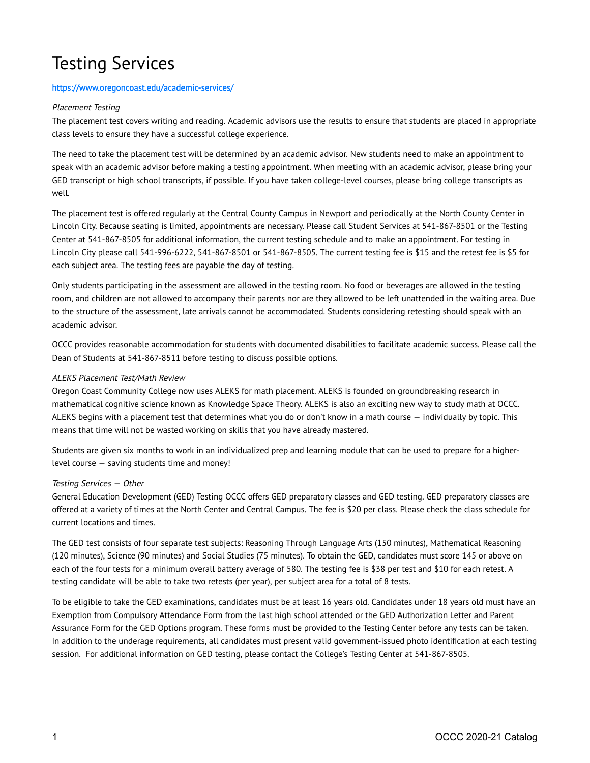# Testing Services

https://www.oregoncoast.edu/academic-services/

*Placement Testing*

The placement test covers writing and reading. Academic advisors use the results to ensure that students are placed in appropriate class levels to ensure they have a successful college experience.

The need to take the placement test will be determined by an academic advisor. New students need to make an appointment to speak with an academic advisor before making a testing appointment. When meeting with an academic advisor, please bring your GED transcript or high school transcripts, if possible. If you have taken college-level courses, please bring college transcripts as well.

The placement test is offered regularly at the Central County Campus in Newport and periodically at the North County Center in Lincoln City. Because seating is limited, appointments are necessary. Please call Student Services at 541-867-8501 or the Testing Center at 541-867-8505 for additional information, the current testing schedule and to make an appointment. For testing in Lincoln City please call 541-996-6222, 541-867-8501 or 541-867-8505. The current testing fee is $15 and the retest fee is $5 for each subject area. The testing fees are payable the day of testing.

Only students participating in the assessment are allowed in the testing room. No food or beverages are allowed in the testing room, and children are not allowed to accompany their parents nor are they allowed to be left unattended in the waiting area. Due to the structure of the assessment, late arrivals cannot be accommodated. Students considering retesting should speak with an academic advisor.

OCCC provides reasonable accommodation for students with documented disabilities to facilitate academic success. Please call the Dean of Students at 541-867-8511 before testing to discuss possible options.

*ALEKS Placement Test/Math Review*

Oregon Coast Community College now uses ALEKS for math placement. ALEKS is founded on groundbreaking research in mathematical cognitive science known as Knowledge Space Theory. ALEKS is also an exciting new way to study math at OCCC. ALEKS begins with a placement test that determines what you do or don't know in a math course — individually by topic. This means that time will not be wasted working on skills that you have already mastered.

Students are given six months to work in an individualized prep and learning module that can be used to prepare for a higher-level course — saving students time and money!

*Testing Services — Other*

General Education Development (GED) Testing OCCC offers GED preparatory classes and GED testing. GED preparatory classes are offered at a variety of times at the North Center and Central Campus. The fee is $20 per class. Please check the class schedule for current locations and times.

The GED test consists of four separate test subjects: Reasoning Through Language Arts (150 minutes), Mathematical Reasoning (120 minutes), Science (90 minutes) and Social Studies (75 minutes). To obtain the GED, candidates must score 145 or above on each of the four tests for a minimum overall battery average of 580. The testing fee is $38 per test and $10 for each retest. A testing candidate will be able to take two retests (per year), per subject area for a total of 8 tests.

To be eligible to take the GED examinations, candidates must be at least 16 years old. Candidates under 18 years old must have an Exemption from Compulsory Attendance Form from the last high school attended or the GED Authorization Letter and Parent Assurance Form for the GED Options program. These forms must be provided to the Testing Center before any tests can be taken. In addition to the underage requirements, all candidates must present valid government-issued photo identification at each testing session. For additional information on GED testing, please contact the College's Testing Center at 541-867-8505.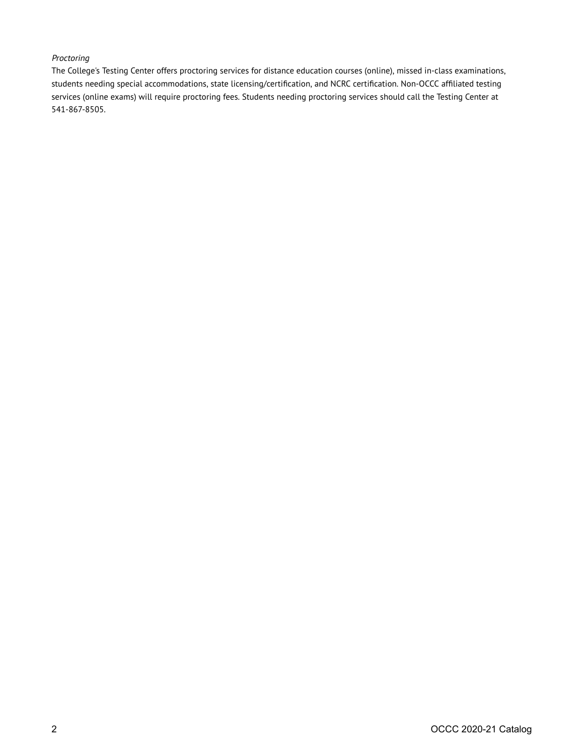*Proctoring*

The College's Testing Center offers proctoring services for distance education courses (online), missed in-class examinations, students needing special accommodations, state licensing/certification, and NCRC certification. Non-OCCC affiliated testing services (online exams) will require proctoring fees. Students needing proctoring services should call the Testing Center at 541-867-8505.